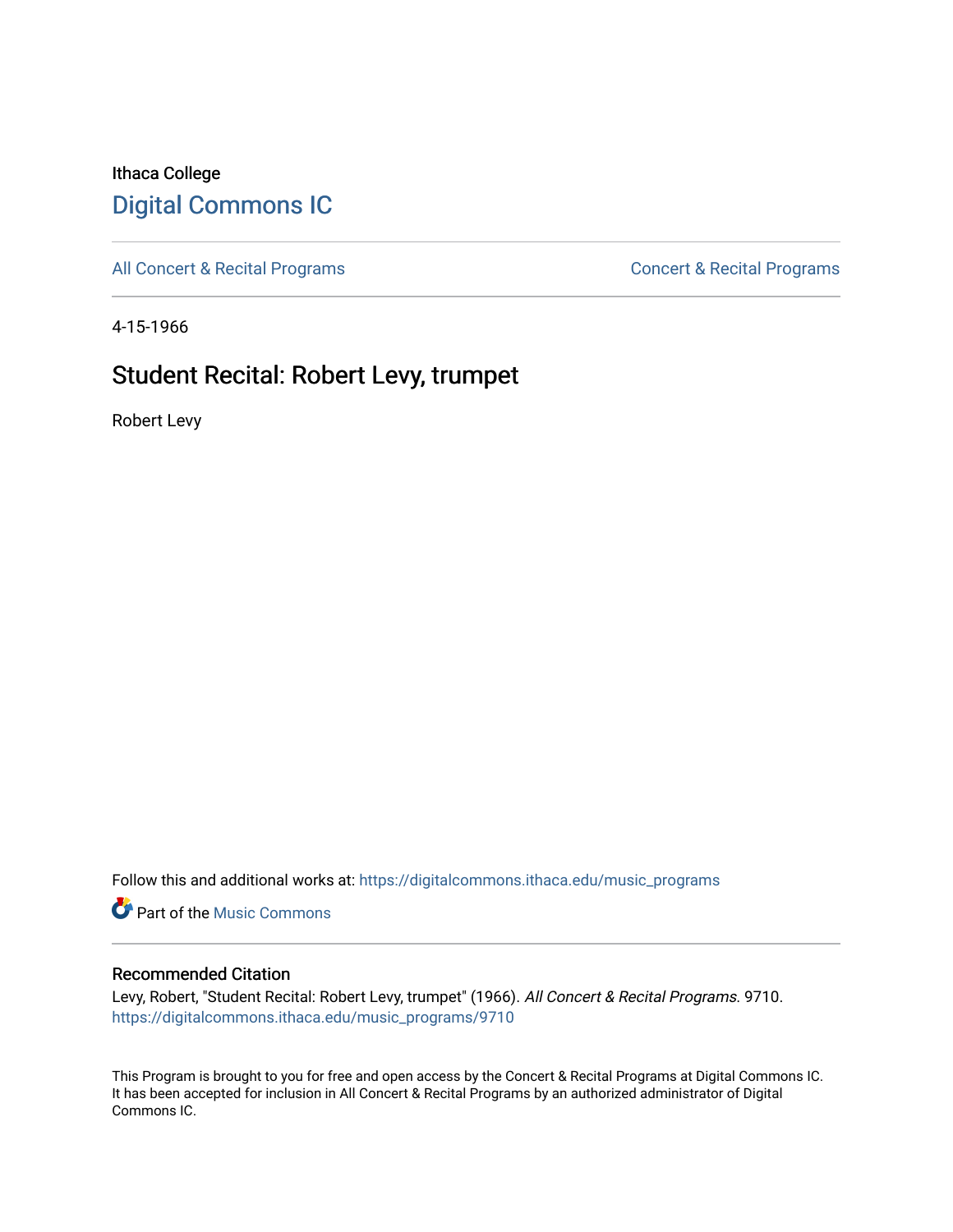Ithaca College

# Digital Commons IC

All Concert & Recital Programs | Concert & Recital Programs

4-15-1966

## Student Recital: Robert Levy, trumpet

Robert Levy

Follow this and additional works at: https://digitalcommons.ithaca.edu/music_programs

Part of the Music Commons

### Recommended Citation

Levy, Robert, "Student Recital: Robert Levy, trumpet" (1966). *All Concert & Recital Programs*. 9710.
https://digitalcommons.ithaca.edu/music_programs/9710

This Program is brought to you for free and open access by the Concert & Recital Programs at Digital Commons IC. It has been accepted for inclusion in All Concert & Recital Programs by an authorized administrator of Digital Commons IC.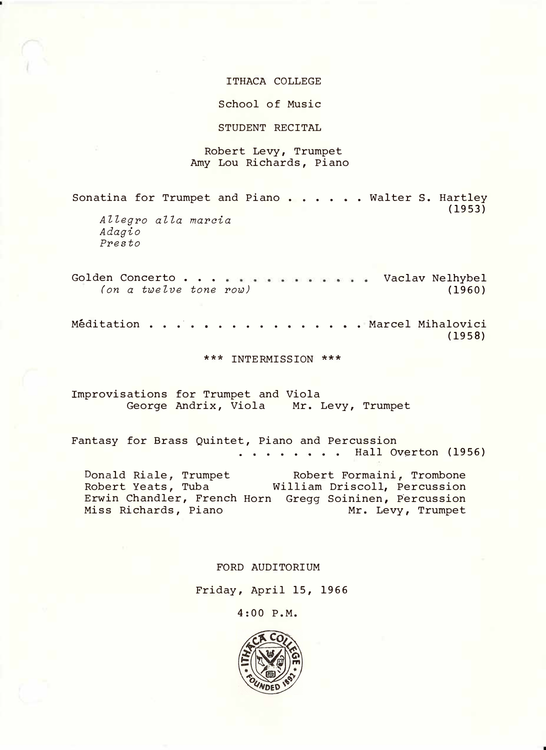ITHACA COLLEGE

School of Music

STUDENT RECITAL

Robert Levy, Trumpet
Amy Lou Richards, Piano

Sonatina for Trumpet and Piano . . . . . . Walter S. Hartley (1953)

*Allegro alla marcia*
*Adagio*
*Presto*

Golden Concerto . . . . . . . . . . . . . . Vaclav Nelhybel (1960)
*(on a twelve tone row)*

Méditation . . . . . . . . . . . . . . . . Marcel Mihalovici (1958)

*** INTERMISSION ***

Improvisations for Trumpet and Viola
George Andrix, Viola    Mr. Levy, Trumpet

Fantasy for Brass Quintet, Piano and Percussion . . . . . . . . Hall Overton (1956)

Donald Riale, Trumpet    Robert Formaini, Trombone
Robert Yeats, Tuba    William Driscoll, Percussion
Erwin Chandler, French Horn    Gregg Soininen, Percussion
Miss Richards, Piano    Mr. Levy, Trumpet

FORD AUDITORIUM

Friday, April 15, 1966

4:00 P.M.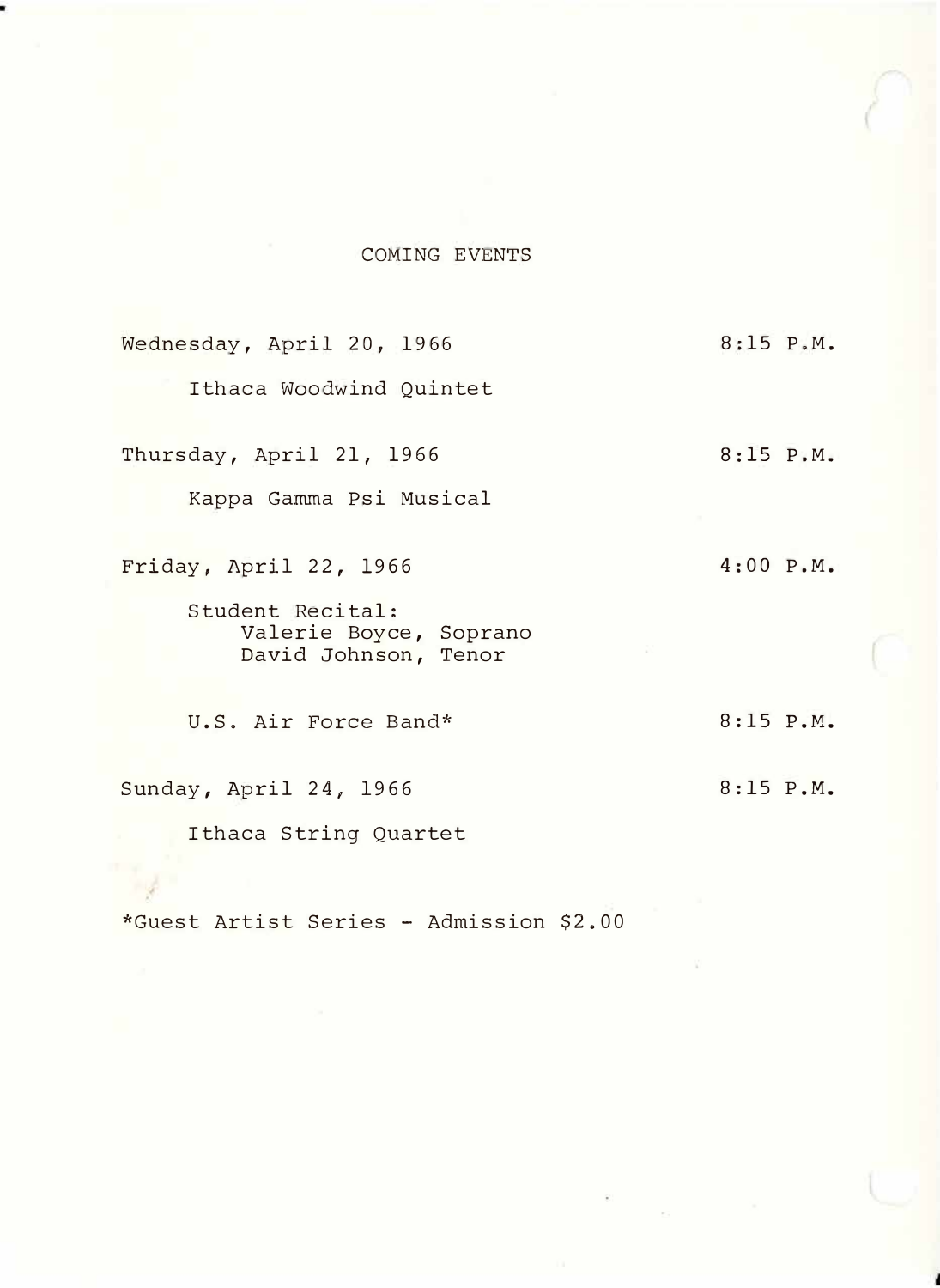# COMING EVENTS

Wednesday, April 20, 1966 — 8:15 P.M.

Ithaca Woodwind Quintet

Thursday, April 21, 1966 — 8:15 P.M.

Kappa Gamma Psi Musical

Friday, April 22, 1966 — 4:00 P.M.

Student Recital:
Valerie Boyce, Soprano
David Johnson, Tenor

U.S. Air Force Band* — 8:15 P.M.

Sunday, April 24, 1966 — 8:15 P.M.

Ithaca String Quartet

*Guest Artist Series - Admission $2.00